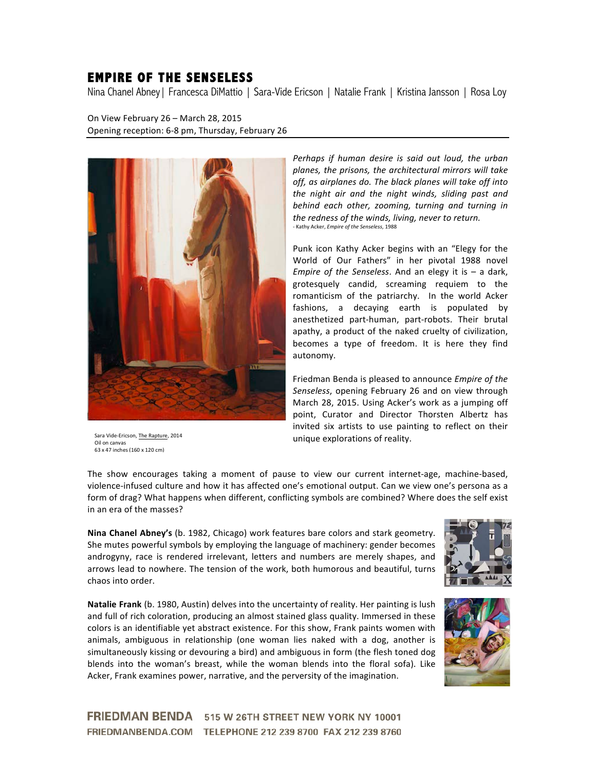# EMPIRE OF THE SENSELESS

Nina Chanel Abney | Francesca DiMattio | Sara-Vide Ericson | Natalie Frank | Kristina Jansson | Rosa Loy

On View February 26 – March 28, 2015
Opening reception: 6-8 pm, Thursday, February 26

Sara Vide-Ericson, The Rapture, 2014
Oil on canvas
63 x 47 inches (160 x 120 cm)

*Perhaps if human desire is said out loud, the urban planes, the prisons, the architectural mirrors will take off, as airplanes do. The black planes will take off into the night air and the night winds, sliding past and behind each other, zooming, turning and turning in the redness of the winds, living, never to return.*
- Kathy Acker, *Empire of the Senseless*, 1988

Punk icon Kathy Acker begins with an "Elegy for the World of Our Fathers" in her pivotal 1988 novel *Empire of the Senseless*. And an elegy it is – a dark, grotesquely candid, screaming requiem to the romanticism of the patriarchy. In the world Acker fashions, a decaying earth is populated by anesthetized part-human, part-robots. Their brutal apathy, a product of the naked cruelty of civilization, becomes a type of freedom. It is here they find autonomy.

Friedman Benda is pleased to announce *Empire of the Senseless*, opening February 26 and on view through March 28, 2015. Using Acker's work as a jumping off point, Curator and Director Thorsten Albertz has invited six artists to use painting to reflect on their unique explorations of reality.

The show encourages taking a moment of pause to view our current internet-age, machine-based, violence-infused culture and how it has affected one's emotional output. Can we view one's persona as a form of drag? What happens when different, conflicting symbols are combined? Where does the self exist in an era of the masses?

**Nina Chanel Abney's** (b. 1982, Chicago) work features bare colors and stark geometry. She mutes powerful symbols by employing the language of machinery: gender becomes androgyny, race is rendered irrelevant, letters and numbers are merely shapes, and arrows lead to nowhere. The tension of the work, both humorous and beautiful, turns chaos into order.

**Natalie Frank** (b. 1980, Austin) delves into the uncertainty of reality. Her painting is lush and full of rich coloration, producing an almost stained glass quality. Immersed in these colors is an identifiable yet abstract existence. For this show, Frank paints women with animals, ambiguous in relationship (one woman lies naked with a dog, another is simultaneously kissing or devouring a bird) and ambiguous in form (the flesh toned dog blends into the woman's breast, while the woman blends into the floral sofa). Like Acker, Frank examines power, narrative, and the perversity of the imagination.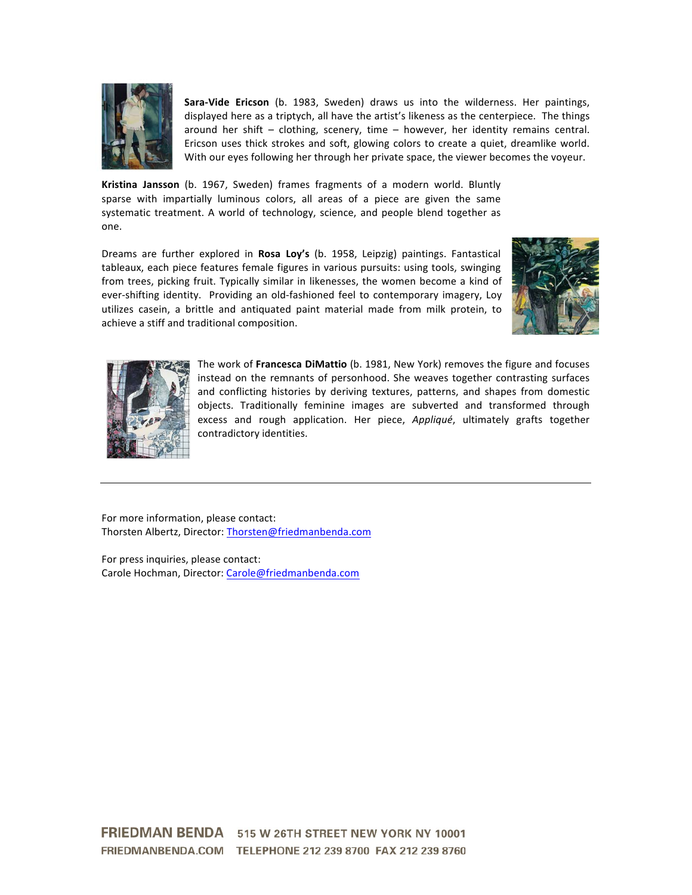**Sara-Vide Ericson** (b. 1983, Sweden) draws us into the wilderness. Her paintings, displayed here as a triptych, all have the artist's likeness as the centerpiece. The things around her shift – clothing, scenery, time – however, her identity remains central. Ericson uses thick strokes and soft, glowing colors to create a quiet, dreamlike world. With our eyes following her through her private space, the viewer becomes the voyeur.

**Kristina Jansson** (b. 1967, Sweden) frames fragments of a modern world. Bluntly sparse with impartially luminous colors, all areas of a piece are given the same systematic treatment. A world of technology, science, and people blend together as one.

Dreams are further explored in **Rosa Loy's** (b. 1958, Leipzig) paintings. Fantastical tableaux, each piece features female figures in various pursuits: using tools, swinging from trees, picking fruit. Typically similar in likenesses, the women become a kind of ever-shifting identity. Providing an old-fashioned feel to contemporary imagery, Loy utilizes casein, a brittle and antiquated paint material made from milk protein, to achieve a stiff and traditional composition.

The work of **Francesca DiMattio** (b. 1981, New York) removes the figure and focuses instead on the remnants of personhood. She weaves together contrasting surfaces and conflicting histories by deriving textures, patterns, and shapes from domestic objects. Traditionally feminine images are subverted and transformed through excess and rough application. Her piece, *Appliqué*, ultimately grafts together contradictory identities.

---

For more information, please contact:
Thorsten Albertz, Director: Thorsten@friedmanbenda.com

For press inquiries, please contact:
Carole Hochman, Director: Carole@friedmanbenda.com

FRIEDMAN BENDA 515 W 26TH STREET NEW YORK NY 10001
FRIEDMANBENDA.COM TELEPHONE 212 239 8700 FAX 212 239 8760